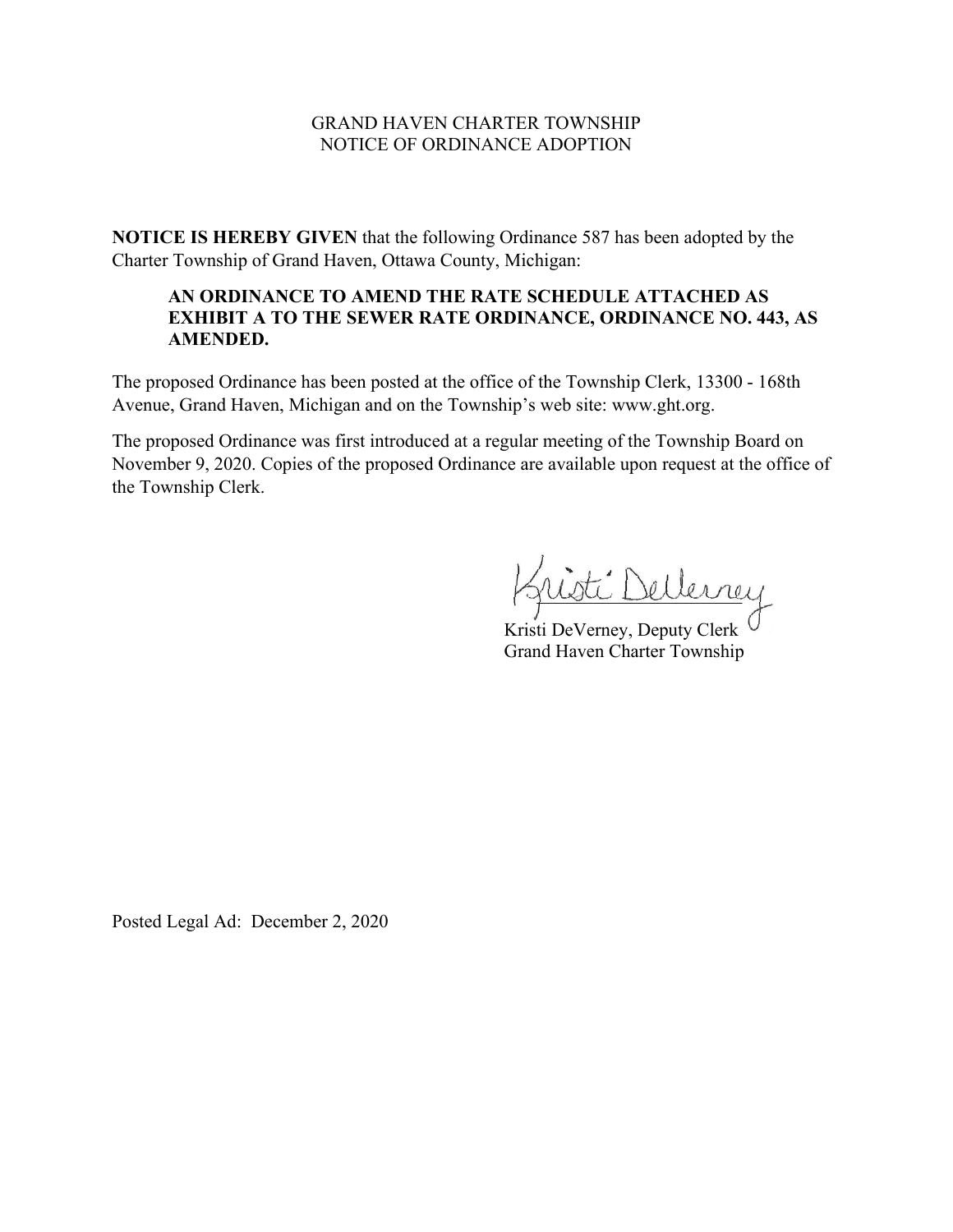GRAND HAVEN CHARTER TOWNSHIP
NOTICE OF ORDINANCE ADOPTION

**NOTICE IS HEREBY GIVEN** that the following Ordinance 587 has been adopted by the Charter Township of Grand Haven, Ottawa County, Michigan:

> **AN ORDINANCE TO AMEND THE RATE SCHEDULE ATTACHED AS EXHIBIT A TO THE SEWER RATE ORDINANCE, ORDINANCE NO. 443, AS AMENDED.**

The proposed Ordinance has been posted at the office of the Township Clerk, 13300 - 168th Avenue, Grand Haven, Michigan and on the Township's web site: www.ght.org.

The proposed Ordinance was first introduced at a regular meeting of the Township Board on November 9, 2020. Copies of the proposed Ordinance are available upon request at the office of the Township Clerk.

Kristi DeVerney

Kristi DeVerney, Deputy Clerk
Grand Haven Charter Township

Posted Legal Ad: December 2, 2020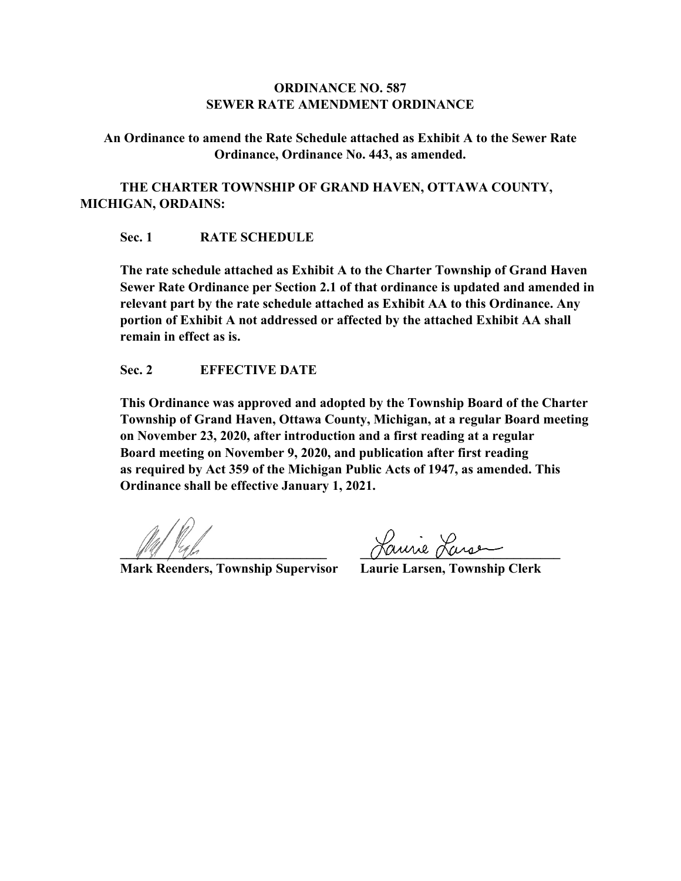**ORDINANCE NO. 587**
**SEWER RATE AMENDMENT ORDINANCE**

**An Ordinance to amend the Rate Schedule attached as Exhibit A to the Sewer Rate Ordinance, Ordinance No. 443, as amended.**

**THE CHARTER TOWNSHIP OF GRAND HAVEN, OTTAWA COUNTY, MICHIGAN, ORDAINS:**

**Sec. 1 RATE SCHEDULE**

**The rate schedule attached as Exhibit A to the Charter Township of Grand Haven Sewer Rate Ordinance per Section 2.1 of that ordinance is updated and amended in relevant part by the rate schedule attached as Exhibit AA to this Ordinance. Any portion of Exhibit A not addressed or affected by the attached Exhibit AA shall remain in effect as is.**

**Sec. 2 EFFECTIVE DATE**

**This Ordinance was approved and adopted by the Township Board of the Charter Township of Grand Haven, Ottawa County, Michigan, at a regular Board meeting on November 23, 2020, after introduction and a first reading at a regular Board meeting on November 9, 2020, and publication after first reading as required by Act 359 of the Michigan Public Acts of 1947, as amended. This Ordinance shall be effective January 1, 2021.**

_______________________________ _______________________________

**Mark Reenders, Township Supervisor** **Laurie Larsen, Township Clerk**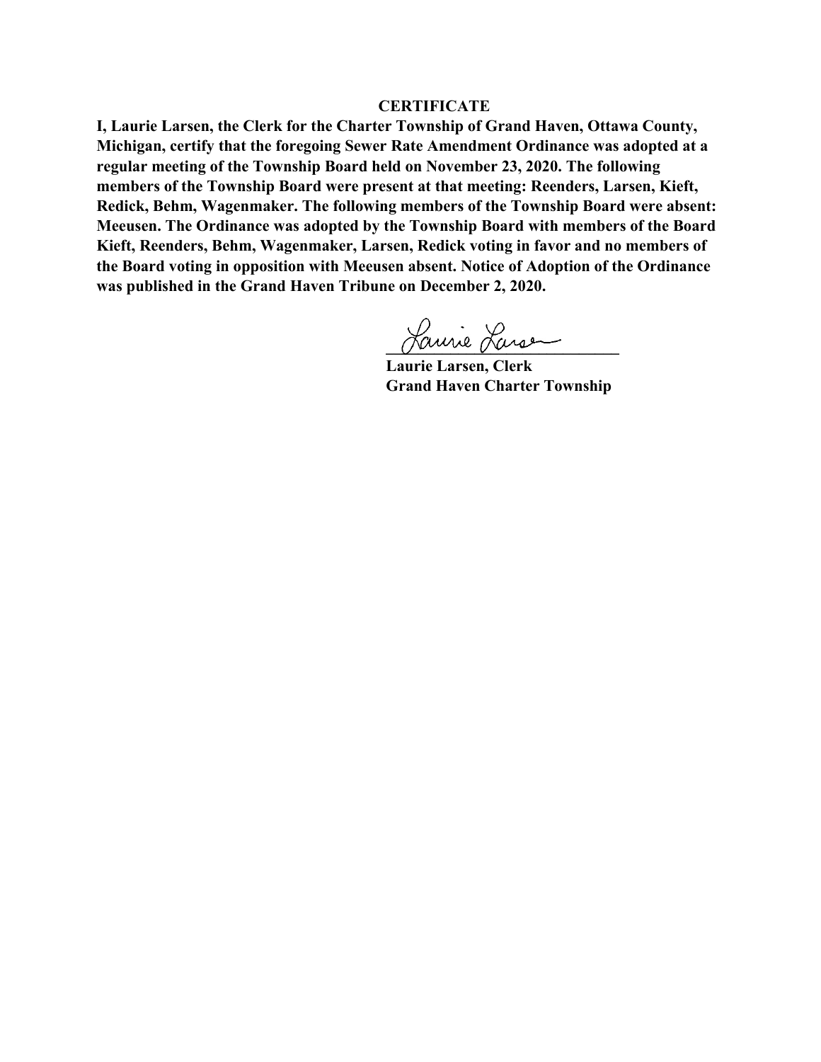**CERTIFICATE**

**I, Laurie Larsen, the Clerk for the Charter Township of Grand Haven, Ottawa County, Michigan, certify that the foregoing Sewer Rate Amendment Ordinance was adopted at a regular meeting of the Township Board held on November 23, 2020. The following members of the Township Board were present at that meeting: Reenders, Larsen, Kieft, Redick, Behm, Wagenmaker. The following members of the Township Board were absent: Meeusen. The Ordinance was adopted by the Township Board with members of the Board Kieft, Reenders, Behm, Wagenmaker, Larsen, Redick voting in favor and no members of the Board voting in opposition with Meeusen absent. Notice of Adoption of the Ordinance was published in the Grand Haven Tribune on December 2, 2020.**

Laurie Larsen

**Laurie Larsen, Clerk**
**Grand Haven Charter Township**